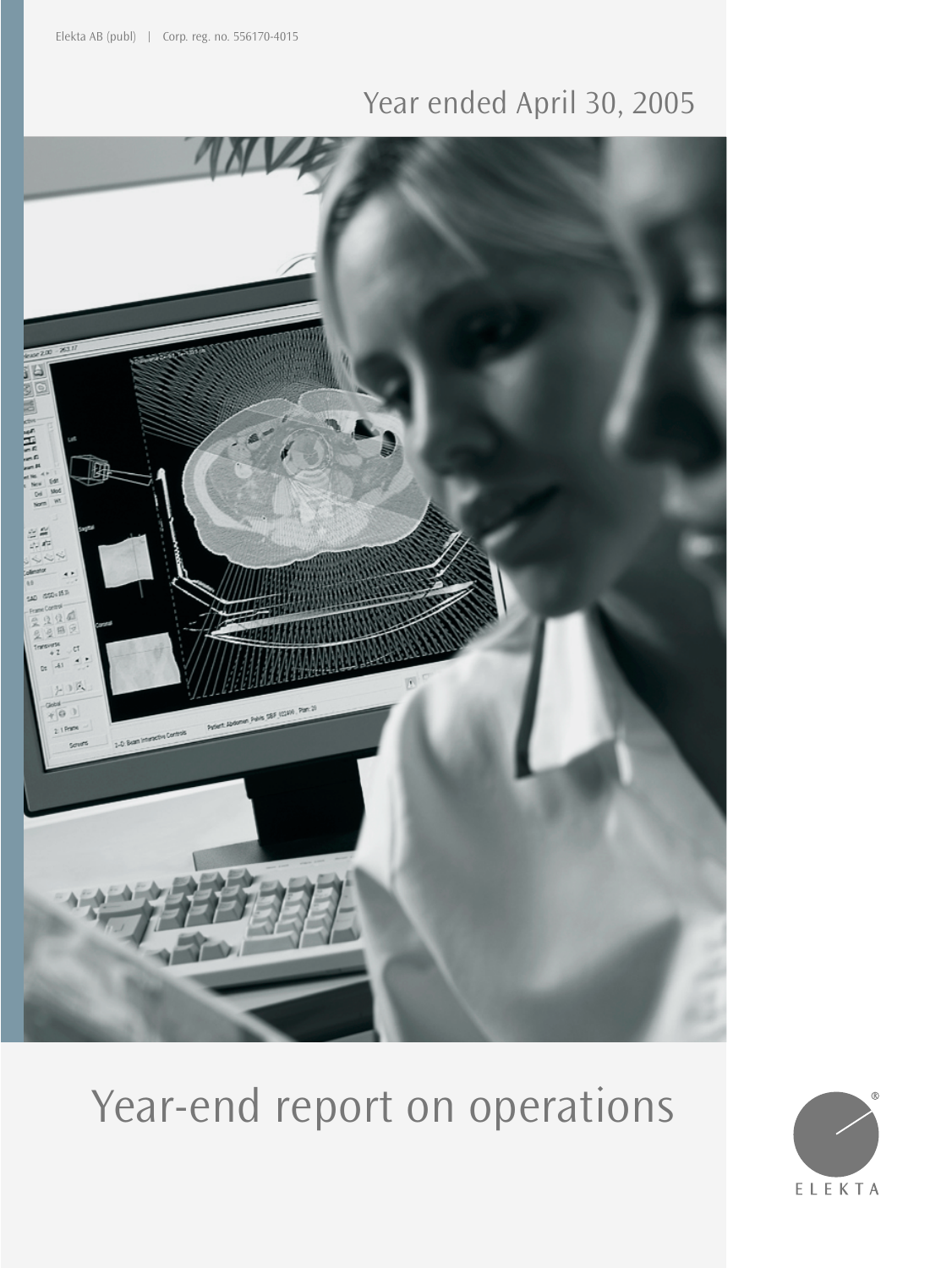Elekta AB (publ) | Corp. reg. no. 556170-4015

Year ended April 30, 2005

# Year-end report on operations

ELEKTA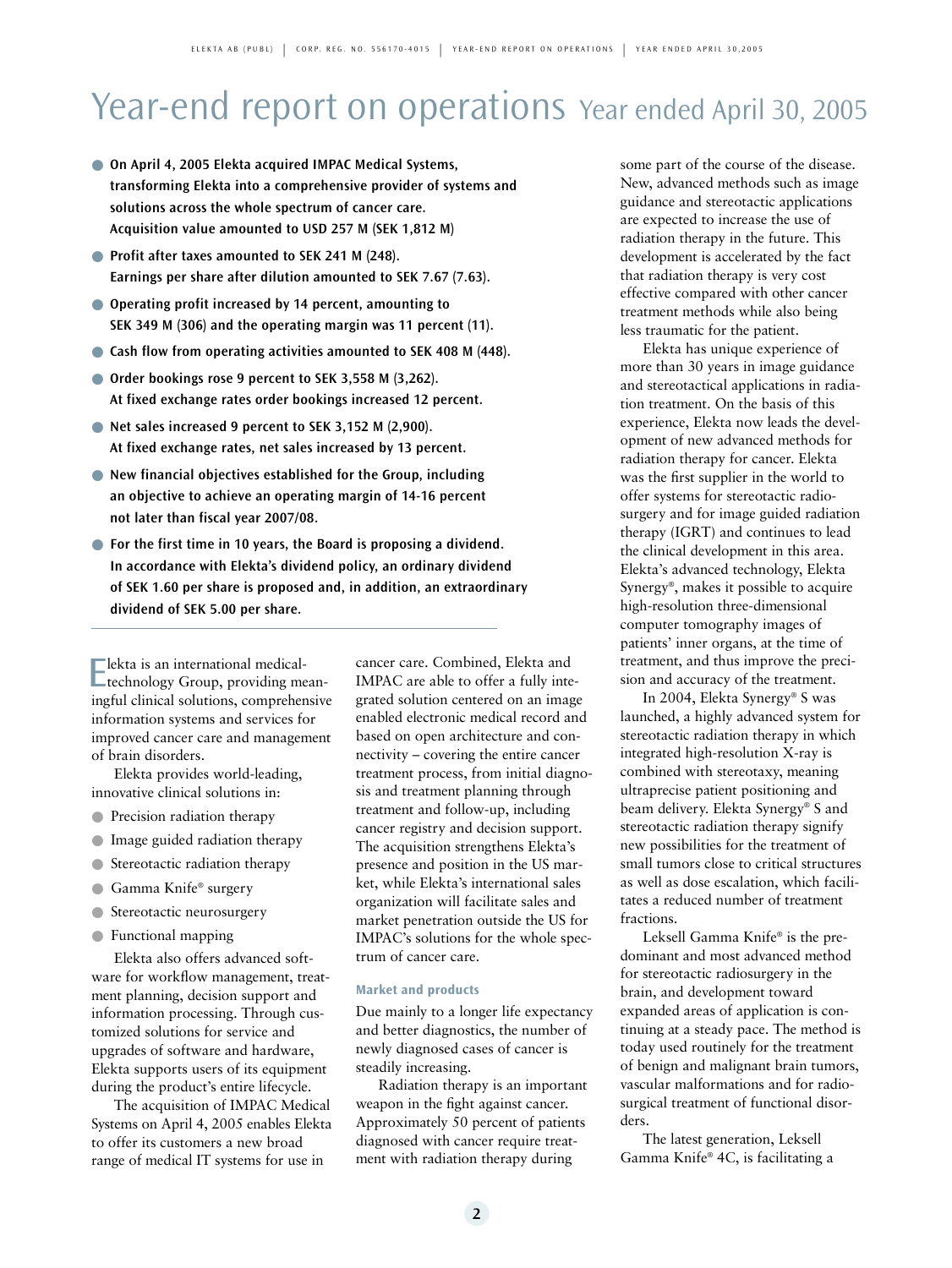# Year-end report on operations Year ended April 30, 2005

- **On April 4, 2005 Elekta acquired IMPAC Medical Systems, transforming Elekta into a comprehensive provider of systems and solutions across the whole spectrum of cancer care. Acquisition value amounted to USD 257 M (SEK 1,812 M)**
- **Profit after taxes amounted to SEK 241 M (248). Earnings per share after dilution amounted to SEK 7.67 (7.63).**
- **Operating profit increased by 14 percent, amounting to SEK 349 M (306) and the operating margin was 11 percent (11).**
- **Cash flow from operating activities amounted to SEK 408 M (448).**
- **Order bookings rose 9 percent to SEK 3,558 M (3,262). At fixed exchange rates order bookings increased 12 percent.**
- **Net sales increased 9 percent to SEK 3,152 M (2,900). At fixed exchange rates, net sales increased by 13 percent.**
- **New financial objectives established for the Group, including an objective to achieve an operating margin of 14-16 percent not later than fiscal year 2007/08.**
- **For the first time in 10 years, the Board is proposing a dividend. In accordance with Elekta's dividend policy, an ordinary dividend of SEK 1.60 per share is proposed and, in addition, an extraordinary dividend of SEK 5.00 per share.**

---

Elekta is an international medical-technology Group, providing meaningful clinical solutions, comprehensive information systems and services for improved cancer care and management of brain disorders.

Elekta provides world-leading, innovative clinical solutions in:

- Precision radiation therapy
- Image guided radiation therapy
- Stereotactic radiation therapy
- Gamma Knife® surgery
- Stereotactic neurosurgery
- Functional mapping

Elekta also offers advanced software for workflow management, treatment planning, decision support and information processing. Through customized solutions for service and upgrades of software and hardware, Elekta supports users of its equipment during the product's entire lifecycle.

The acquisition of IMPAC Medical Systems on April 4, 2005 enables Elekta to offer its customers a new broad range of medical IT systems for use in cancer care. Combined, Elekta and IMPAC are able to offer a fully integrated solution centered on an image enabled electronic medical record and based on open architecture and connectivity – covering the entire cancer treatment process, from initial diagnosis and treatment planning through treatment and follow-up, including cancer registry and decision support. The acquisition strengthens Elekta's presence and position in the US market, while Elekta's international sales organization will facilitate sales and market penetration outside the US for IMPAC's solutions for the whole spectrum of cancer care.

### Market and products

Due mainly to a longer life expectancy and better diagnostics, the number of newly diagnosed cases of cancer is steadily increasing.

Radiation therapy is an important weapon in the fight against cancer. Approximately 50 percent of patients diagnosed with cancer require treatment with radiation therapy during some part of the course of the disease. New, advanced methods such as image guidance and stereotactic applications are expected to increase the use of radiation therapy in the future. This development is accelerated by the fact that radiation therapy is very cost effective compared with other cancer treatment methods while also being less traumatic for the patient.

Elekta has unique experience of more than 30 years in image guidance and stereotactical applications in radiation treatment. On the basis of this experience, Elekta now leads the development of new advanced methods for radiation therapy for cancer. Elekta was the first supplier in the world to offer systems for stereotactic radiosurgery and for image guided radiation therapy (IGRT) and continues to lead the clinical development in this area. Elekta's advanced technology, Elekta Synergy®, makes it possible to acquire high-resolution three-dimensional computer tomography images of patients' inner organs, at the time of treatment, and thus improve the precision and accuracy of the treatment.

In 2004, Elekta Synergy® S was launched, a highly advanced system for stereotactic radiation therapy in which integrated high-resolution X-ray is combined with stereotaxy, meaning ultraprecise patient positioning and beam delivery. Elekta Synergy® S and stereotactic radiation therapy signify new possibilities for the treatment of small tumors close to critical structures as well as dose escalation, which facilitates a reduced number of treatment fractions.

Leksell Gamma Knife® is the predominant and most advanced method for stereotactic radiosurgery in the brain, and development toward expanded areas of application is continuing at a steady pace. The method is today used routinely for the treatment of benign and malignant brain tumors, vascular malformations and for radiosurgical treatment of functional disorders.

The latest generation, Leksell Gamma Knife® 4C, is facilitating a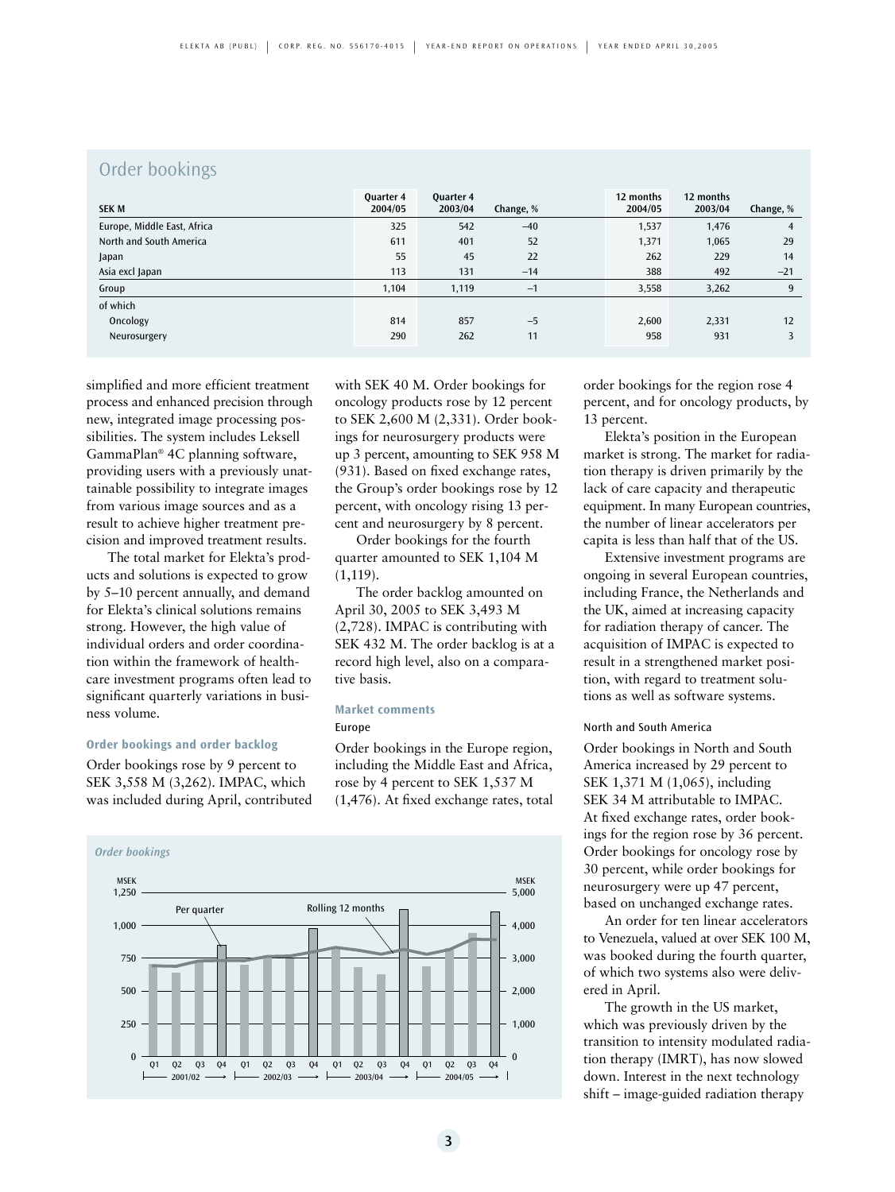## Order bookings

| SEK M | Quarter 4 2004/05 | Quarter 4 2003/04 | Change, % | 12 months 2004/05 | 12 months 2003/04 | Change, % |
|---|---|---|---|---|---|---|
| Europe, Middle East, Africa | 325 | 542 | –40 | 1,537 | 1,476 | 4 |
| North and South America | 611 | 401 | 52 | 1,371 | 1,065 | 29 |
| Japan | 55 | 45 | 22 | 262 | 229 | 14 |
| Asia excl Japan | 113 | 131 | –14 | 388 | 492 | –21 |
| Group | 1,104 | 1,119 | –1 | 3,558 | 3,262 | 9 |
| of which | | | | | | |
| Oncology | 814 | 857 | –5 | 2,600 | 2,331 | 12 |
| Neurosurgery | 290 | 262 | 11 | 958 | 931 | 3 |

simplified and more efficient treatment process and enhanced precision through new, integrated image processing possibilities. The system includes Leksell GammaPlan® 4C planning software, providing users with a previously unattainable possibility to integrate images from various image sources and as a result to achieve higher treatment precision and improved treatment results.

The total market for Elekta's products and solutions is expected to grow by 5–10 percent annually, and demand for Elekta's clinical solutions remains strong. However, the high value of individual orders and order coordination within the framework of healthcare investment programs often lead to significant quarterly variations in business volume.

### Order bookings and order backlog

Order bookings rose by 9 percent to SEK 3,558 M (3,262). IMPAC, which was included during April, contributed with SEK 40 M. Order bookings for oncology products rose by 12 percent to SEK 2,600 M (2,331). Order bookings for neurosurgery products were up 3 percent, amounting to SEK 958 M (931). Based on fixed exchange rates, the Group's order bookings rose by 12 percent, with oncology rising 13 percent and neurosurgery by 8 percent.

Order bookings for the fourth quarter amounted to SEK 1,104 M (1,119).

The order backlog amounted on April 30, 2005 to SEK 3,493 M (2,728). IMPAC is contributing with SEK 432 M. The order backlog is at a record high level, also on a comparative basis.

### Market comments

#### Europe

Order bookings in the Europe region, including the Middle East and Africa, rose by 4 percent to SEK 1,537 M (1,476). At fixed exchange rates, total order bookings for the region rose 4 percent, and for oncology products, by 13 percent.

Elekta's position in the European market is strong. The market for radiation therapy is driven primarily by the lack of care capacity and therapeutic equipment. In many European countries, the number of linear accelerators per capita is less than half that of the US.

Extensive investment programs are ongoing in several European countries, including France, the Netherlands and the UK, aimed at increasing capacity for radiation therapy of cancer. The acquisition of IMPAC is expected to result in a strengthened market position, with regard to treatment solutions as well as software systems.

*Order bookings*

| | Q1 2001/02 | Q2 | Q3 | Q4 | Q1 2002/03 | Q2 | Q3 | Q4 | Q1 2003/04 | Q2 | Q3 | Q4 | Q1 2004/05 | Q2 | Q3 | Q4 |
|---|---|---|---|---|---|---|---|---|---|---|---|---|---|---|---|---|

Per quarter (MSEK, left axis 0–1,250); Rolling 12 months (MSEK, right axis 0–5,000)

#### North and South America

Order bookings in North and South America increased by 29 percent to SEK 1,371 M (1,065), including SEK 34 M attributable to IMPAC. At fixed exchange rates, order bookings for the region rose by 36 percent. Order bookings for oncology rose by 30 percent, while order bookings for neurosurgery were up 47 percent, based on unchanged exchange rates.

An order for ten linear accelerators to Venezuela, valued at over SEK 100 M, was booked during the fourth quarter, of which two systems also were delivered in April.

The growth in the US market, which was previously driven by the transition to intensity modulated radiation therapy (IMRT), has now slowed down. Interest in the next technology shift – image-guided radiation therapy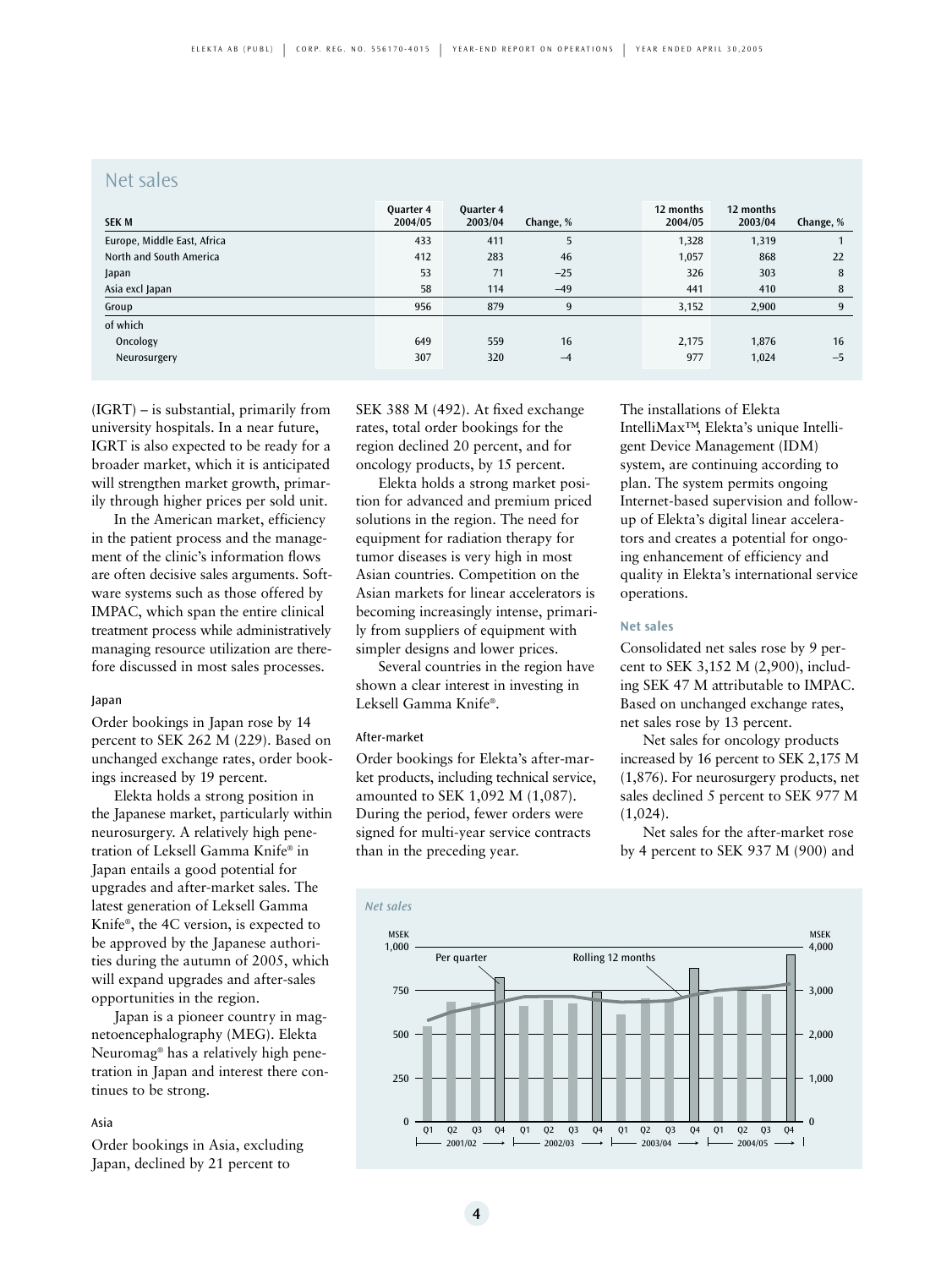## Net sales

| SEK M | Quarter 4 2004/05 | Quarter 4 2003/04 | Change, % | 12 months 2004/05 | 12 months 2003/04 | Change, % |
|---|---|---|---|---|---|---|
| Europe, Middle East, Africa | 433 | 411 | 5 | 1,328 | 1,319 | 1 |
| North and South America | 412 | 283 | 46 | 1,057 | 868 | 22 |
| Japan | 53 | 71 | –25 | 326 | 303 | 8 |
| Asia excl Japan | 58 | 114 | –49 | 441 | 410 | 8 |
| Group | 956 | 879 | 9 | 3,152 | 2,900 | 9 |
| of which | | | | | | |
| Oncology | 649 | 559 | 16 | 2,175 | 1,876 | 16 |
| Neurosurgery | 307 | 320 | –4 | 977 | 1,024 | –5 |

(IGRT) – is substantial, primarily from university hospitals. In a near future, IGRT is also expected to be ready for a broader market, which it is anticipated will strengthen market growth, primarily through higher prices per sold unit.

In the American market, efficiency in the patient process and the management of the clinic's information flows are often decisive sales arguments. Software systems such as those offered by IMPAC, which span the entire clinical treatment process while administratively managing resource utilization are therefore discussed in most sales processes.

#### Japan

Order bookings in Japan rose by 14 percent to SEK 262 M (229). Based on unchanged exchange rates, order bookings increased by 19 percent.

Elekta holds a strong position in the Japanese market, particularly within neurosurgery. A relatively high penetration of Leksell Gamma Knife® in Japan entails a good potential for upgrades and after-market sales. The latest generation of Leksell Gamma Knife®, the 4C version, is expected to be approved by the Japanese authorities during the autumn of 2005, which will expand upgrades and after-sales opportunities in the region.

Japan is a pioneer country in magnetoencephalography (MEG). Elekta Neuromag® has a relatively high penetration in Japan and interest there continues to be strong.

#### Asia

Order bookings in Asia, excluding Japan, declined by 21 percent to SEK 388 M (492). At fixed exchange rates, total order bookings for the region declined 20 percent, and for oncology products, by 15 percent.

Elekta holds a strong market position for advanced and premium priced solutions in the region. The need for equipment for radiation therapy for tumor diseases is very high in most Asian countries. Competition on the Asian markets for linear accelerators is becoming increasingly intense, primarily from suppliers of equipment with simpler designs and lower prices.

Several countries in the region have shown a clear interest in investing in Leksell Gamma Knife®.

#### After-market

Order bookings for Elekta's after-market products, including technical service, amounted to SEK 1,092 M (1,087). During the period, fewer orders were signed for multi-year service contracts than in the preceding year.

The installations of Elekta IntelliMax™, Elekta's unique Intelligent Device Management (IDM) system, are continuing according to plan. The system permits ongoing Internet-based supervision and follow-up of Elekta's digital linear accelerators and creates a potential for ongoing enhancement of efficiency and quality in Elekta's international service operations.

### Net sales

Consolidated net sales rose by 9 percent to SEK 3,152 M (2,900), including SEK 47 M attributable to IMPAC. Based on unchanged exchange rates, net sales rose by 13 percent.

Net sales for oncology products increased by 16 percent to SEK 2,175 M (1,876). For neurosurgery products, net sales declined 5 percent to SEK 977 M (1,024).

Net sales for the after-market rose by 4 percent to SEK 937 M (900) and

*Net sales*

MSEK (left axis: 0–1,000, Per quarter); MSEK (right axis: 0–4,000, Rolling 12 months); Q1–Q4 for 2001/02, 2002/03, 2003/04, 2004/05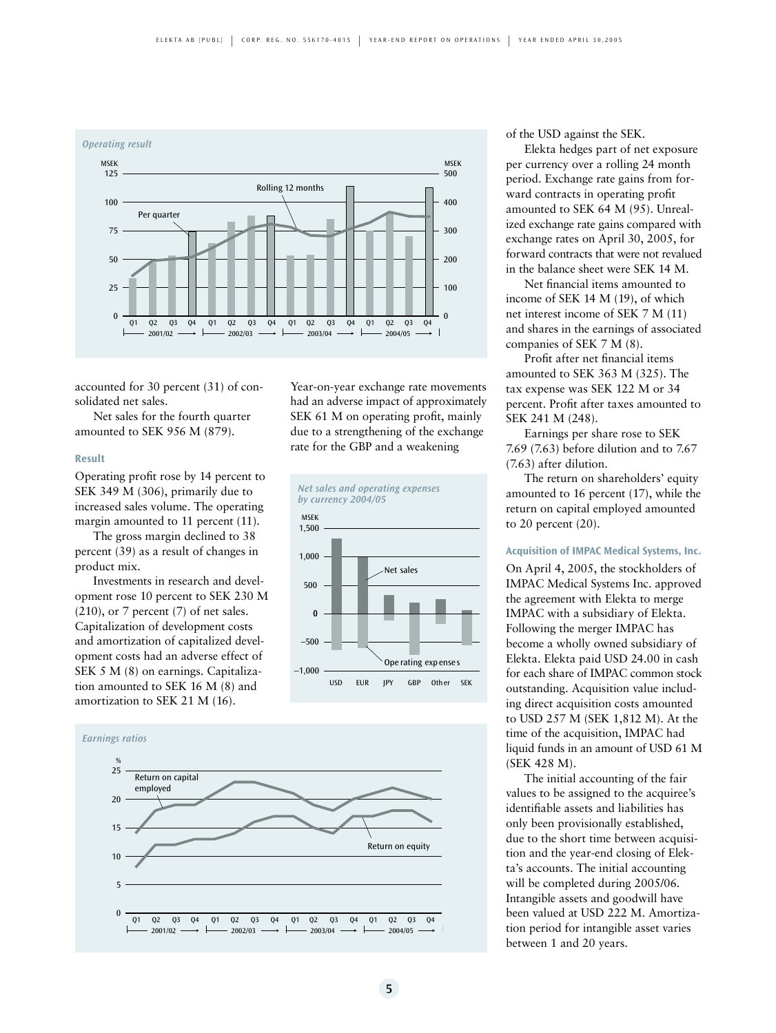accounted for 30 percent (31) of consolidated net sales.

Net sales for the fourth quarter amounted to SEK 956 M (879).

### Result

Operating profit rose by 14 percent to SEK 349 M (306), primarily due to increased sales volume. The operating margin amounted to 11 percent (11).

The gross margin declined to 38 percent (39) as a result of changes in product mix.

Investments in research and development rose 10 percent to SEK 230 M (210), or 7 percent (7) of net sales. Capitalization of development costs and amortization of capitalized development costs had an adverse effect of SEK 5 M (8) on earnings. Capitalization amounted to SEK 16 M (8) and amortization to SEK 21 M (16).

Year-on-year exchange rate movements had an adverse impact of approximately SEK 61 M on operating profit, mainly due to a strengthening of the exchange rate for the GBP and a weakening of the USD against the SEK.

Elekta hedges part of net exposure per currency over a rolling 24 month period. Exchange rate gains from forward contracts in operating profit amounted to SEK 64 M (95). Unrealized exchange rate gains compared with exchange rates on April 30, 2005, for forward contracts that were not revalued in the balance sheet were SEK 14 M.

Net financial items amounted to income of SEK 14 M (19), of which net interest income of SEK 7 M (11) and shares in the earnings of associated companies of SEK 7 M (8).

Profit after net financial items amounted to SEK 363 M (325). The tax expense was SEK 122 M or 34 percent. Profit after taxes amounted to SEK 241 M (248).

Earnings per share rose to SEK 7.69 (7.63) before dilution and to 7.67 (7.63) after dilution.

The return on shareholders' equity amounted to 16 percent (17), while the return on capital employed amounted to 20 percent (20).

### Acquisition of IMPAC Medical Systems, Inc.

On April 4, 2005, the stockholders of IMPAC Medical Systems Inc. approved the agreement with Elekta to merge IMPAC with a subsidiary of Elekta. Following the merger IMPAC has become a wholly owned subsidiary of Elekta. Elekta paid USD 24.00 in cash for each share of IMPAC common stock outstanding. Acquisition value including direct acquisition costs amounted to USD 257 M (SEK 1,812 M). At the time of the acquisition, IMPAC had liquid funds in an amount of USD 61 M (SEK 428 M).

The initial accounting of the fair values to be assigned to the acquiree's identifiable assets and liabilities has only been provisionally established, due to the short time between acquisition and the year-end closing of Elekta's accounts. The initial accounting will be completed during 2005/06. Intangible assets and goodwill have been valued at USD 222 M. Amortization period for intangible asset varies between 1 and 20 years.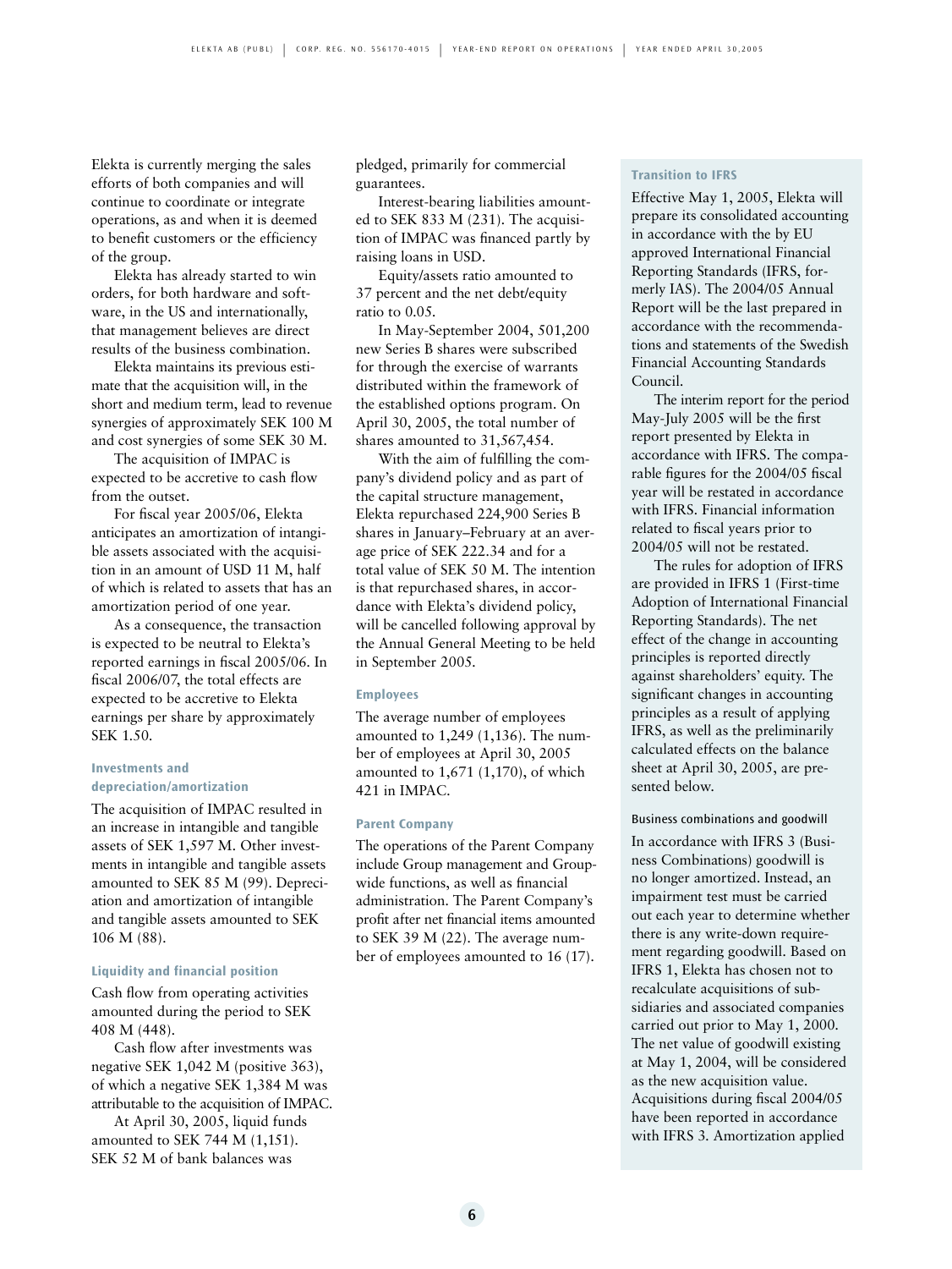Elekta is currently merging the sales efforts of both companies and will continue to coordinate or integrate operations, as and when it is deemed to benefit customers or the efficiency of the group.

Elekta has already started to win orders, for both hardware and software, in the US and internationally, that management believes are direct results of the business combination.

Elekta maintains its previous estimate that the acquisition will, in the short and medium term, lead to revenue synergies of approximately SEK 100 M and cost synergies of some SEK 30 M.

The acquisition of IMPAC is expected to be accretive to cash flow from the outset.

For fiscal year 2005/06, Elekta anticipates an amortization of intangible assets associated with the acquisition in an amount of USD 11 M, half of which is related to assets that has an amortization period of one year.

As a consequence, the transaction is expected to be neutral to Elekta's reported earnings in fiscal 2005/06. In fiscal 2006/07, the total effects are expected to be accretive to Elekta earnings per share by approximately SEK 1.50.

### Investments and depreciation/amortization

The acquisition of IMPAC resulted in an increase in intangible and tangible assets of SEK 1,597 M. Other investments in intangible and tangible assets amounted to SEK 85 M (99). Depreciation and amortization of intangible and tangible assets amounted to SEK 106 M (88).

### Liquidity and financial position

Cash flow from operating activities amounted during the period to SEK 408 M (448).

Cash flow after investments was negative SEK 1,042 M (positive 363), of which a negative SEK 1,384 M was attributable to the acquisition of IMPAC.

At April 30, 2005, liquid funds amounted to SEK 744 M (1,151). SEK 52 M of bank balances was pledged, primarily for commercial guarantees.

Interest-bearing liabilities amounted to SEK 833 M (231). The acquisition of IMPAC was financed partly by raising loans in USD.

Equity/assets ratio amounted to 37 percent and the net debt/equity ratio to 0.05.

In May-September 2004, 501,200 new Series B shares were subscribed for through the exercise of warrants distributed within the framework of the established options program. On April 30, 2005, the total number of shares amounted to 31,567,454.

With the aim of fulfilling the company's dividend policy and as part of the capital structure management, Elekta repurchased 224,900 Series B shares in January–February at an average price of SEK 222.34 and for a total value of SEK 50 M. The intention is that repurchased shares, in accordance with Elekta's dividend policy, will be cancelled following approval by the Annual General Meeting to be held in September 2005.

### Employees

The average number of employees amounted to 1,249 (1,136). The number of employees at April 30, 2005 amounted to 1,671 (1,170), of which 421 in IMPAC.

### Parent Company

The operations of the Parent Company include Group management and Group-wide functions, as well as financial administration. The Parent Company's profit after net financial items amounted to SEK 39 M (22). The average number of employees amounted to 16 (17).

### Transition to IFRS

Effective May 1, 2005, Elekta will prepare its consolidated accounting in accordance with the by EU approved International Financial Reporting Standards (IFRS, formerly IAS). The 2004/05 Annual Report will be the last prepared in accordance with the recommendations and statements of the Swedish Financial Accounting Standards Council.

The interim report for the period May-July 2005 will be the first report presented by Elekta in accordance with IFRS. The comparable figures for the 2004/05 fiscal year will be restated in accordance with IFRS. Financial information related to fiscal years prior to 2004/05 will not be restated.

The rules for adoption of IFRS are provided in IFRS 1 (First-time Adoption of International Financial Reporting Standards). The net effect of the change in accounting principles is reported directly against shareholders' equity. The significant changes in accounting principles as a result of applying IFRS, as well as the preliminarily calculated effects on the balance sheet at April 30, 2005, are presented below.

#### Business combinations and goodwill

In accordance with IFRS 3 (Business Combinations) goodwill is no longer amortized. Instead, an impairment test must be carried out each year to determine whether there is any write-down requirement regarding goodwill. Based on IFRS 1, Elekta has chosen not to recalculate acquisitions of subsidiaries and associated companies carried out prior to May 1, 2000. The net value of goodwill existing at May 1, 2004, will be considered as the new acquisition value. Acquisitions during fiscal 2004/05 have been reported in accordance with IFRS 3. Amortization applied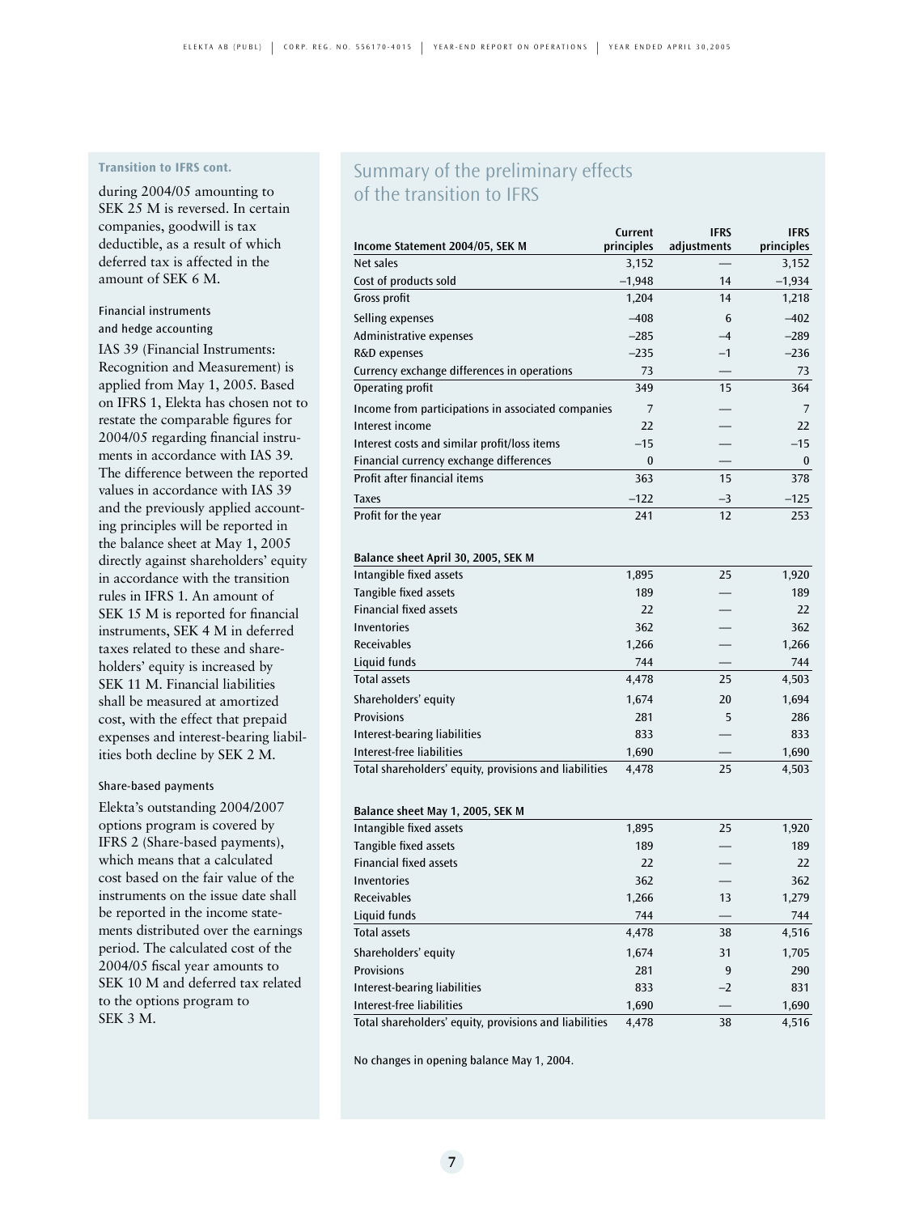**Transition to IFRS cont.**

during 2004/05 amounting to SEK 25 M is reversed. In certain companies, goodwill is tax deductible, as a result of which deferred tax is affected in the amount of SEK 6 M.

Financial instruments and hedge accounting

IAS 39 (Financial Instruments: Recognition and Measurement) is applied from May 1, 2005. Based on IFRS 1, Elekta has chosen not to restate the comparable figures for 2004/05 regarding financial instruments in accordance with IAS 39. The difference between the reported values in accordance with IAS 39 and the previously applied accounting principles will be reported in the balance sheet at May 1, 2005 directly against shareholders' equity in accordance with the transition rules in IFRS 1. An amount of SEK 15 M is reported for financial instruments, SEK 4 M in deferred taxes related to these and shareholders' equity is increased by SEK 11 M. Financial liabilities shall be measured at amortized cost, with the effect that prepaid expenses and interest-bearing liabilities both decline by SEK 2 M.

Share-based payments

Elekta's outstanding 2004/2007 options program is covered by IFRS 2 (Share-based payments), which means that a calculated cost based on the fair value of the instruments on the issue date shall be reported in the income statements distributed over the earnings period. The calculated cost of the 2004/05 fiscal year amounts to SEK 10 M and deferred tax related to the options program to SEK 3 M.

## Summary of the preliminary effects of the transition to IFRS

| Income Statement 2004/05, SEK M | Current principles | IFRS adjustments | IFRS principles |
|---|---|---|---|
| Net sales | 3,152 | — | 3,152 |
| Cost of products sold | –1,948 | 14 | –1,934 |
| Gross profit | 1,204 | 14 | 1,218 |
| Selling expenses | –408 | 6 | –402 |
| Administrative expenses | –285 | –4 | –289 |
| R&D expenses | –235 | –1 | –236 |
| Currency exchange differences in operations | 73 | — | 73 |
| Operating profit | 349 | 15 | 364 |
| Income from participations in associated companies | 7 | — | 7 |
| Interest income | 22 | — | 22 |
| Interest costs and similar profit/loss items | –15 | — | –15 |
| Financial currency exchange differences | 0 | — | 0 |
| Profit after financial items | 363 | 15 | 378 |
| Taxes | –122 | –3 | –125 |
| Profit for the year | 241 | 12 | 253 |

| Balance sheet April 30, 2005, SEK M | Current principles | IFRS adjustments | IFRS principles |
|---|---|---|---|
| Intangible fixed assets | 1,895 | 25 | 1,920 |
| Tangible fixed assets | 189 | — | 189 |
| Financial fixed assets | 22 | — | 22 |
| Inventories | 362 | — | 362 |
| Receivables | 1,266 | — | 1,266 |
| Liquid funds | 744 | — | 744 |
| Total assets | 4,478 | 25 | 4,503 |
| Shareholders' equity | 1,674 | 20 | 1,694 |
| Provisions | 281 | 5 | 286 |
| Interest-bearing liabilities | 833 | — | 833 |
| Interest-free liabilities | 1,690 | — | 1,690 |
| Total shareholders' equity, provisions and liabilities | 4,478 | 25 | 4,503 |

| Balance sheet May 1, 2005, SEK M | Current principles | IFRS adjustments | IFRS principles |
|---|---|---|---|
| Intangible fixed assets | 1,895 | 25 | 1,920 |
| Tangible fixed assets | 189 | — | 189 |
| Financial fixed assets | 22 | — | 22 |
| Inventories | 362 | — | 362 |
| Receivables | 1,266 | 13 | 1,279 |
| Liquid funds | 744 | — | 744 |
| Total assets | 4,478 | 38 | 4,516 |
| Shareholders' equity | 1,674 | 31 | 1,705 |
| Provisions | 281 | 9 | 290 |
| Interest-bearing liabilities | 833 | –2 | 831 |
| Interest-free liabilities | 1,690 | — | 1,690 |
| Total shareholders' equity, provisions and liabilities | 4,478 | 38 | 4,516 |

No changes in opening balance May 1, 2004.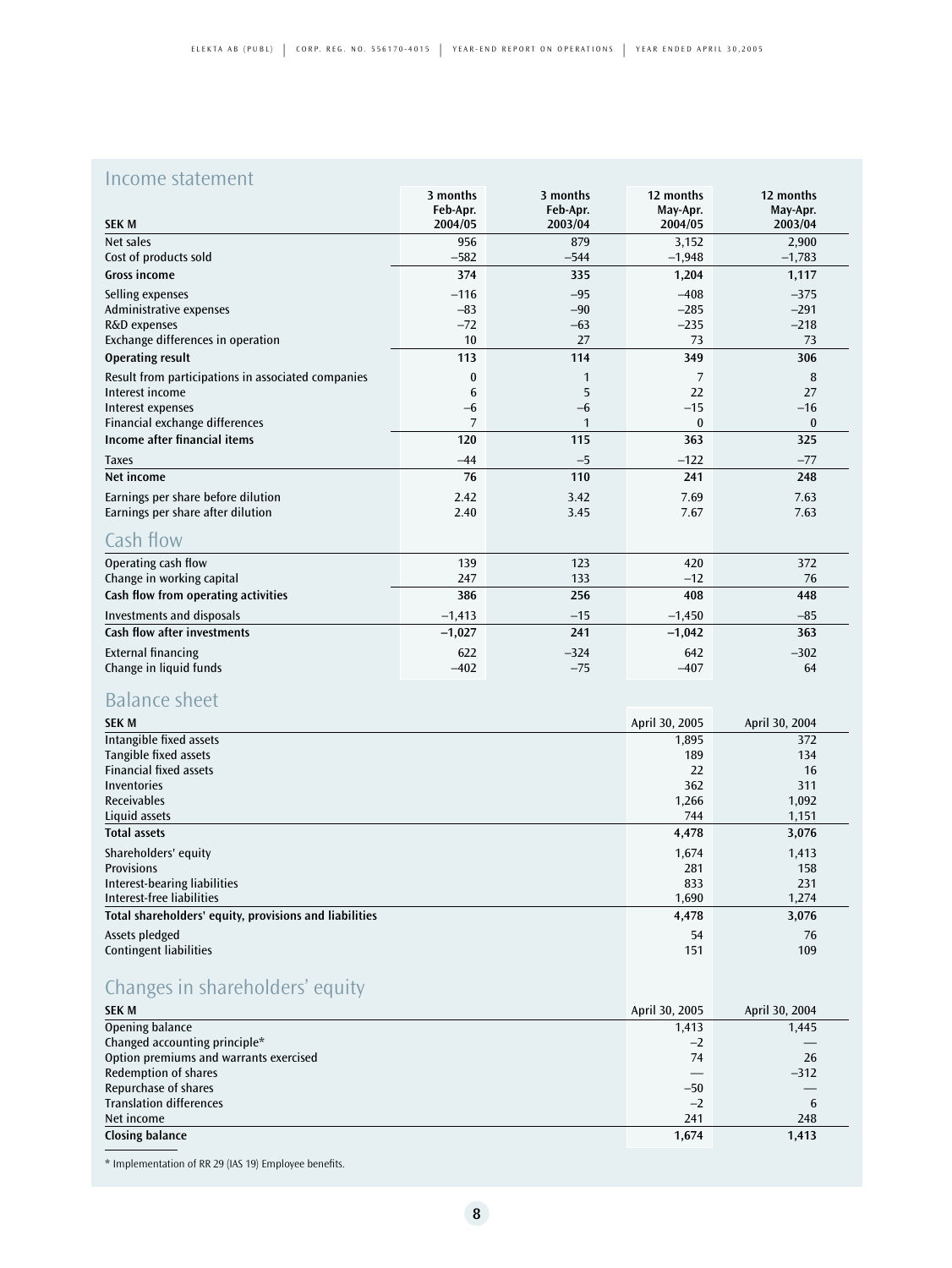## Income statement

| SEK M | 3 months Feb-Apr. 2004/05 | 3 months Feb-Apr. 2003/04 | 12 months May-Apr. 2004/05 | 12 months May-Apr. 2003/04 |
|---|---|---|---|---|
| Net sales | 956 | 879 | 3,152 | 2,900 |
| Cost of products sold | –582 | –544 | –1,948 | –1,783 |
| **Gross income** | **374** | **335** | **1,204** | **1,117** |
| Selling expenses | –116 | –95 | –408 | –375 |
| Administrative expenses | –83 | –90 | –285 | –291 |
| R&D expenses | –72 | –63 | –235 | –218 |
| Exchange differences in operation | 10 | 27 | 73 | 73 |
| **Operating result** | **113** | **114** | **349** | **306** |
| Result from participations in associated companies | 0 | 1 | 7 | 8 |
| Interest income | 6 | 5 | 22 | 27 |
| Interest expenses | –6 | –6 | –15 | –16 |
| Financial exchange differences | 7 | 1 | 0 | 0 |
| **Income after financial items** | **120** | **115** | **363** | **325** |
| Taxes | –44 | –5 | –122 | –77 |
| **Net income** | **76** | **110** | **241** | **248** |
| Earnings per share before dilution | 2.42 | 3.42 | 7.69 | 7.63 |
| Earnings per share after dilution | 2.40 | 3.45 | 7.67 | 7.63 |

## Cash flow

| | 3 months Feb-Apr. 2004/05 | 3 months Feb-Apr. 2003/04 | 12 months May-Apr. 2004/05 | 12 months May-Apr. 2003/04 |
|---|---|---|---|---|
| Operating cash flow | 139 | 123 | 420 | 372 |
| Change in working capital | 247 | 133 | –12 | 76 |
| **Cash flow from operating activities** | **386** | **256** | **408** | **448** |
| Investments and disposals | –1,413 | –15 | –1,450 | –85 |
| **Cash flow after investments** | **–1,027** | **241** | **–1,042** | **363** |
| External financing | 622 | –324 | 642 | –302 |
| Change in liquid funds | –402 | –75 | –407 | 64 |

## Balance sheet

| SEK M | April 30, 2005 | April 30, 2004 |
|---|---|---|
| Intangible fixed assets | 1,895 | 372 |
| Tangible fixed assets | 189 | 134 |
| Financial fixed assets | 22 | 16 |
| Inventories | 362 | 311 |
| Receivables | 1,266 | 1,092 |
| Liquid assets | 744 | 1,151 |
| **Total assets** | **4,478** | **3,076** |
| Shareholders' equity | 1,674 | 1,413 |
| Provisions | 281 | 158 |
| Interest-bearing liabilities | 833 | 231 |
| Interest-free liabilities | 1,690 | 1,274 |
| **Total shareholders' equity, provisions and liabilities** | **4,478** | **3,076** |
| Assets pledged | 54 | 76 |
| Contingent liabilities | 151 | 109 |

## Changes in shareholders' equity

| SEK M | April 30, 2005 | April 30, 2004 |
|---|---|---|
| Opening balance | 1,413 | 1,445 |
| Changed accounting principle* | –2 | — |
| Option premiums and warrants exercised | 74 | 26 |
| Redemption of shares | — | –312 |
| Repurchase of shares | –50 | — |
| Translation differences | –2 | 6 |
| Net income | 241 | 248 |
| **Closing balance** | **1,674** | **1,413** |

* Implementation of RR 29 (IAS 19) Employee benefits.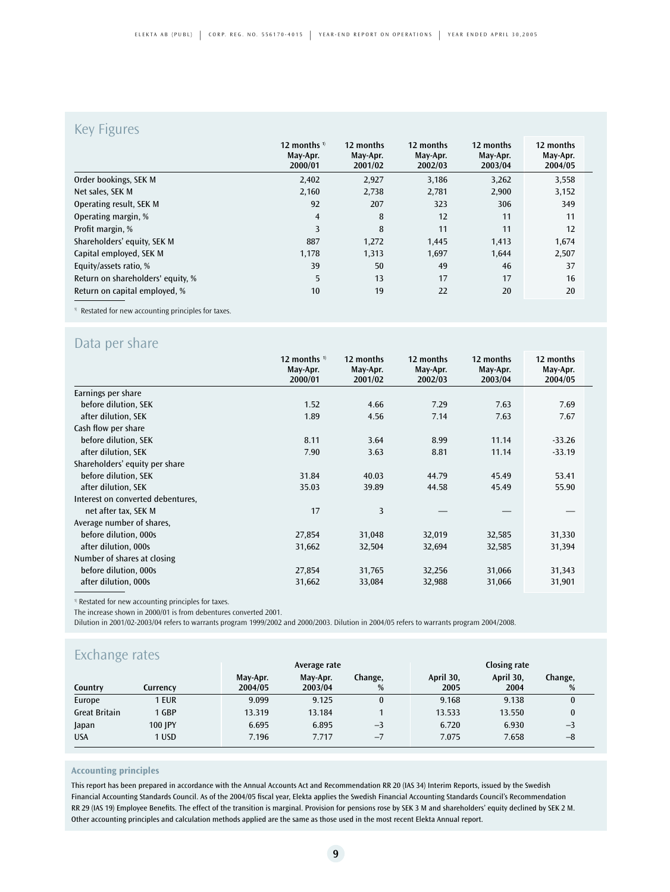## Key Figures

| | 12 months [1) ] May-Apr. 2000/01 | 12 months May-Apr. 2001/02 | 12 months May-Apr. 2002/03 | 12 months May-Apr. 2003/04 | 12 months May-Apr. 2004/05 |
|---|---|---|---|---|---|
| Order bookings, SEK M | 2,402 | 2,927 | 3,186 | 3,262 | 3,558 |
| Net sales, SEK M | 2,160 | 2,738 | 2,781 | 2,900 | 3,152 |
| Operating result, SEK M | 92 | 207 | 323 | 306 | 349 |
| Operating margin, % | 4 | 8 | 12 | 11 | 11 |
| Profit margin, % | 3 | 8 | 11 | 11 | 12 |
| Shareholders' equity, SEK M | 887 | 1,272 | 1,445 | 1,413 | 1,674 |
| Capital employed, SEK M | 1,178 | 1,313 | 1,697 | 1,644 | 2,507 |
| Equity/assets ratio, % | 39 | 50 | 49 | 46 | 37 |
| Return on shareholders' equity, % | 5 | 13 | 17 | 17 | 16 |
| Return on capital employed, % | 10 | 19 | 22 | 20 | 20 |

1) Restated for new accounting principles for taxes.

## Data per share

| | 12 months [1) ] May-Apr. 2000/01 | 12 months May-Apr. 2001/02 | 12 months May-Apr. 2002/03 | 12 months May-Apr. 2003/04 | 12 months May-Apr. 2004/05 |
|---|---|---|---|---|---|
| Earnings per share | | | | | |
| before dilution, SEK | 1.52 | 4.66 | 7.29 | 7.63 | 7.69 |
| after dilution, SEK | 1.89 | 4.56 | 7.14 | 7.63 | 7.67 |
| Cash flow per share | | | | | |
| before dilution, SEK | 8.11 | 3.64 | 8.99 | 11.14 | -33.26 |
| after dilution, SEK | 7.90 | 3.63 | 8.81 | 11.14 | -33.19 |
| Shareholders' equity per share | | | | | |
| before dilution, SEK | 31.84 | 40.03 | 44.79 | 45.49 | 53.41 |
| after dilution, SEK | 35.03 | 39.89 | 44.58 | 45.49 | 55.90 |
| Interest on converted debentures, | | | | | |
| net after tax, SEK M | 17 | 3 | — | — | — |
| Average number of shares, | | | | | |
| before dilution, 000s | 27,854 | 31,048 | 32,019 | 32,585 | 31,330 |
| after dilution, 000s | 31,662 | 32,504 | 32,694 | 32,585 | 31,394 |
| Number of shares at closing | | | | | |
| before dilution, 000s | 27,854 | 31,765 | 32,256 | 31,066 | 31,343 |
| after dilution, 000s | 31,662 | 33,084 | 32,988 | 31,066 | 31,901 |

1) Restated for new accounting principles for taxes.

The increase shown in 2000/01 is from debentures converted 2001.

Dilution in 2001/02-2003/04 refers to warrants program 1999/2002 and 2000/2003. Dilution in 2004/05 refers to warrants program 2004/2008.

## Exchange rates

| | | Average rate | | | Closing rate | | |
|---|---|---|---|---|---|---|---|
| Country | Currency | May-Apr. 2004/05 | May-Apr. 2003/04 | Change, % | April 30, 2005 | April 30, 2004 | Change, % |
| Europe | 1 EUR | 9.099 | 9.125 | 0 | 9.168 | 9.138 | 0 |
| Great Britain | 1 GBP | 13.319 | 13.184 | 1 | 13.533 | 13.550 | 0 |
| Japan | 100 JPY | 6.695 | 6.895 | –3 | 6.720 | 6.930 | –3 |
| USA | 1 USD | 7.196 | 7.717 | –7 | 7.075 | 7.658 | –8 |

**Accounting principles**

This report has been prepared in accordance with the Annual Accounts Act and Recommendation RR 20 (IAS 34) Interim Reports, issued by the Swedish Financial Accounting Standards Council. As of the 2004/05 fiscal year, Elekta applies the Swedish Financial Accounting Standards Council's Recommendation RR 29 (IAS 19) Employee Benefits. The effect of the transition is marginal. Provision for pensions rose by SEK 3 M and shareholders' equity declined by SEK 2 M. Other accounting principles and calculation methods applied are the same as those used in the most recent Elekta Annual report.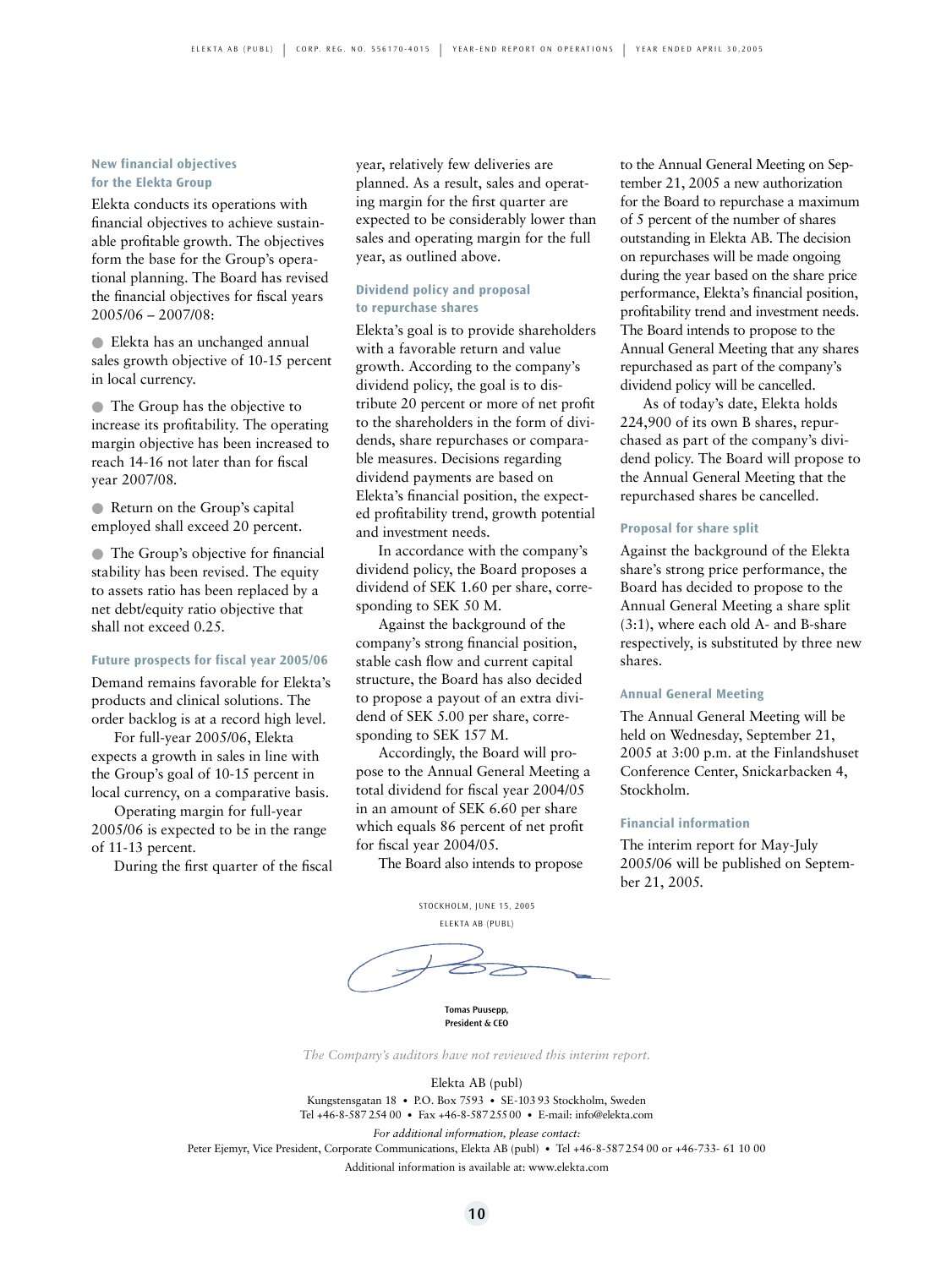### New financial objectives for the Elekta Group

Elekta conducts its operations with financial objectives to achieve sustainable profitable growth. The objectives form the base for the Group's operational planning. The Board has revised the financial objectives for fiscal years 2005/06 – 2007/08:

- Elekta has an unchanged annual sales growth objective of 10-15 percent in local currency.
- The Group has the objective to increase its profitability. The operating margin objective has been increased to reach 14-16 not later than for fiscal year 2007/08.
- Return on the Group's capital employed shall exceed 20 percent.
- The Group's objective for financial stability has been revised. The equity to assets ratio has been replaced by a net debt/equity ratio objective that shall not exceed 0.25.

### Future prospects for fiscal year 2005/06

Demand remains favorable for Elekta's products and clinical solutions. The order backlog is at a record high level.

For full-year 2005/06, Elekta expects a growth in sales in line with the Group's goal of 10-15 percent in local currency, on a comparative basis.

Operating margin for full-year 2005/06 is expected to be in the range of 11-13 percent.

During the first quarter of the fiscal year, relatively few deliveries are planned. As a result, sales and operating margin for the first quarter are expected to be considerably lower than sales and operating margin for the full year, as outlined above.

### Dividend policy and proposal to repurchase shares

Elekta's goal is to provide shareholders with a favorable return and value growth. According to the company's dividend policy, the goal is to distribute 20 percent or more of net profit to the shareholders in the form of dividends, share repurchases or comparable measures. Decisions regarding dividend payments are based on Elekta's financial position, the expected profitability trend, growth potential and investment needs.

In accordance with the company's dividend policy, the Board proposes a dividend of SEK 1.60 per share, corresponding to SEK 50 M.

Against the background of the company's strong financial position, stable cash flow and current capital structure, the Board has also decided to propose a payout of an extra dividend of SEK 5.00 per share, corresponding to SEK 157 M.

Accordingly, the Board will propose to the Annual General Meeting a total dividend for fiscal year 2004/05 in an amount of SEK 6.60 per share which equals 86 percent of net profit for fiscal year 2004/05.

The Board also intends to propose to the Annual General Meeting on September 21, 2005 a new authorization for the Board to repurchase a maximum of 5 percent of the number of shares outstanding in Elekta AB. The decision on repurchases will be made ongoing during the year based on the share price performance, Elekta's financial position, profitability trend and investment needs. The Board intends to propose to the Annual General Meeting that any shares repurchased as part of the company's dividend policy will be cancelled.

As of today's date, Elekta holds 224,900 of its own B shares, repurchased as part of the company's dividend policy. The Board will propose to the Annual General Meeting that the repurchased shares be cancelled.

### Proposal for share split

Against the background of the Elekta share's strong price performance, the Board has decided to propose to the Annual General Meeting a share split (3:1), where each old A- and B-share respectively, is substituted by three new shares.

### Annual General Meeting

The Annual General Meeting will be held on Wednesday, September 21, 2005 at 3:00 p.m. at the Finlandshuset Conference Center, Snickarbacken 4, Stockholm.

### Financial information

The interim report for May-July 2005/06 will be published on September 21, 2005.

STOCKHOLM, JUNE 15, 2005

ELEKTA AB (PUBL)

**Tomas Puusepp,**
**President & CEO**

*The Company's auditors have not reviewed this interim report.*

Elekta AB (publ)
Kungstensgatan 18 • P.O. Box 7593 • SE-103 93 Stockholm, Sweden
Tel +46-8-587 254 00 • Fax +46-8-587 255 00 • E-mail: info@elekta.com

*For additional information, please contact:*
Peter Ejemyr, Vice President, Corporate Communications, Elekta AB (publ) • Tel +46-8-587 254 00 or +46-733- 61 10 00

Additional information is available at: www.elekta.com